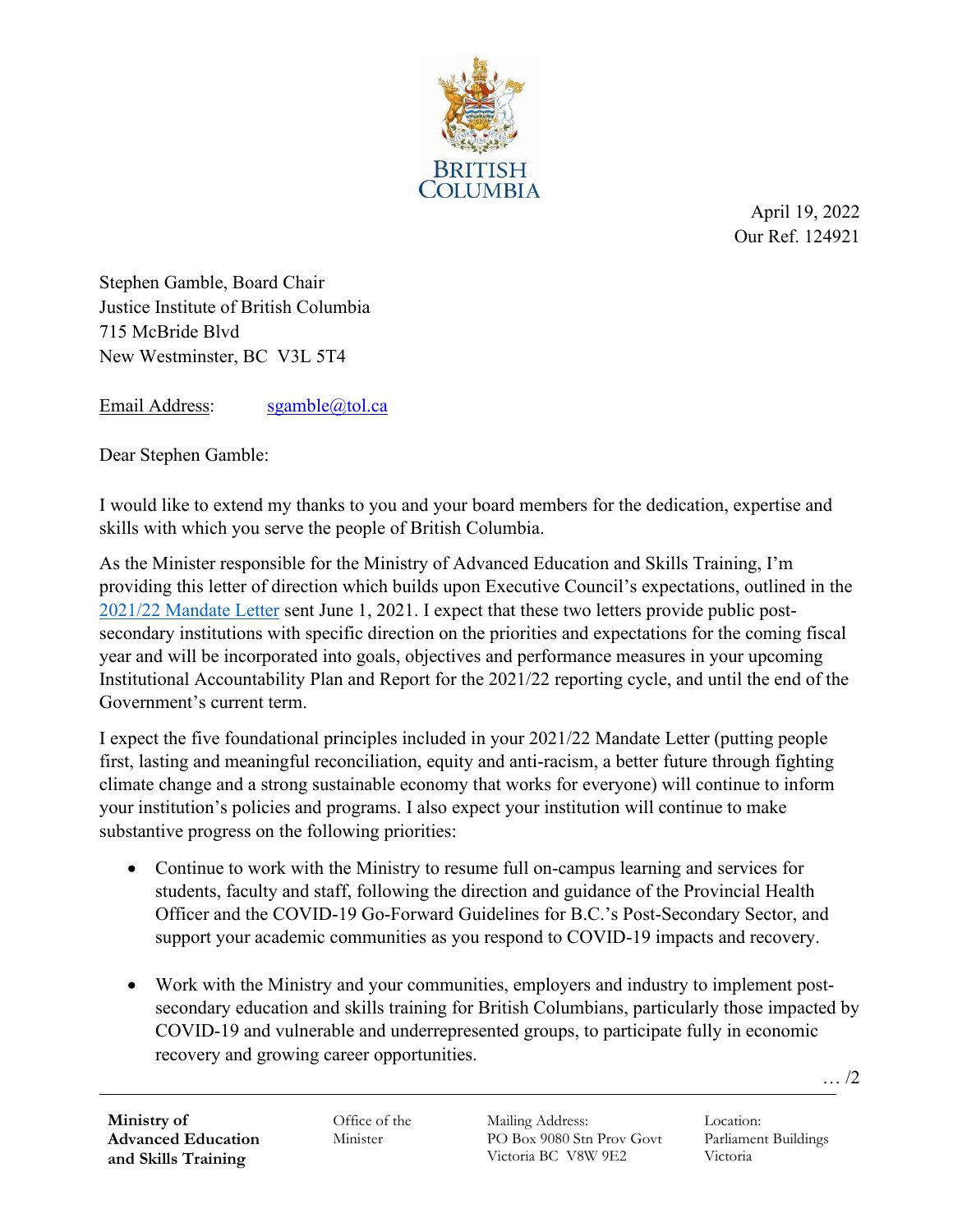BRITISH COLUMBIA

April 19, 2022
Our Ref. 124921

Stephen Gamble, Board Chair
Justice Institute of British Columbia
715 McBride Blvd
New Westminster, BC V3L 5T4

Email Address: sgamble@tol.ca

Dear Stephen Gamble:

I would like to extend my thanks to you and your board members for the dedication, expertise and skills with which you serve the people of British Columbia.

As the Minister responsible for the Ministry of Advanced Education and Skills Training, I'm providing this letter of direction which builds upon Executive Council's expectations, outlined in the 2021/22 Mandate Letter sent June 1, 2021. I expect that these two letters provide public post-secondary institutions with specific direction on the priorities and expectations for the coming fiscal year and will be incorporated into goals, objectives and performance measures in your upcoming Institutional Accountability Plan and Report for the 2021/22 reporting cycle, and until the end of the Government's current term.

I expect the five foundational principles included in your 2021/22 Mandate Letter (putting people first, lasting and meaningful reconciliation, equity and anti-racism, a better future through fighting climate change and a strong sustainable economy that works for everyone) will continue to inform your institution's policies and programs. I also expect your institution will continue to make substantive progress on the following priorities:

- Continue to work with the Ministry to resume full on-campus learning and services for students, faculty and staff, following the direction and guidance of the Provincial Health Officer and the COVID-19 Go-Forward Guidelines for B.C.'s Post-Secondary Sector, and support your academic communities as you respond to COVID-19 impacts and recovery.

- Work with the Ministry and your communities, employers and industry to implement post-secondary education and skills training for British Columbians, particularly those impacted by COVID-19 and vulnerable and underrepresented groups, to participate fully in economic recovery and growing career opportunities.

**Ministry of Advanced Education and Skills Training** | Office of the Minister | Mailing Address: PO Box 9080 Stn Prov Govt Victoria BC V8W 9E2 | Location: Parliament Buildings Victoria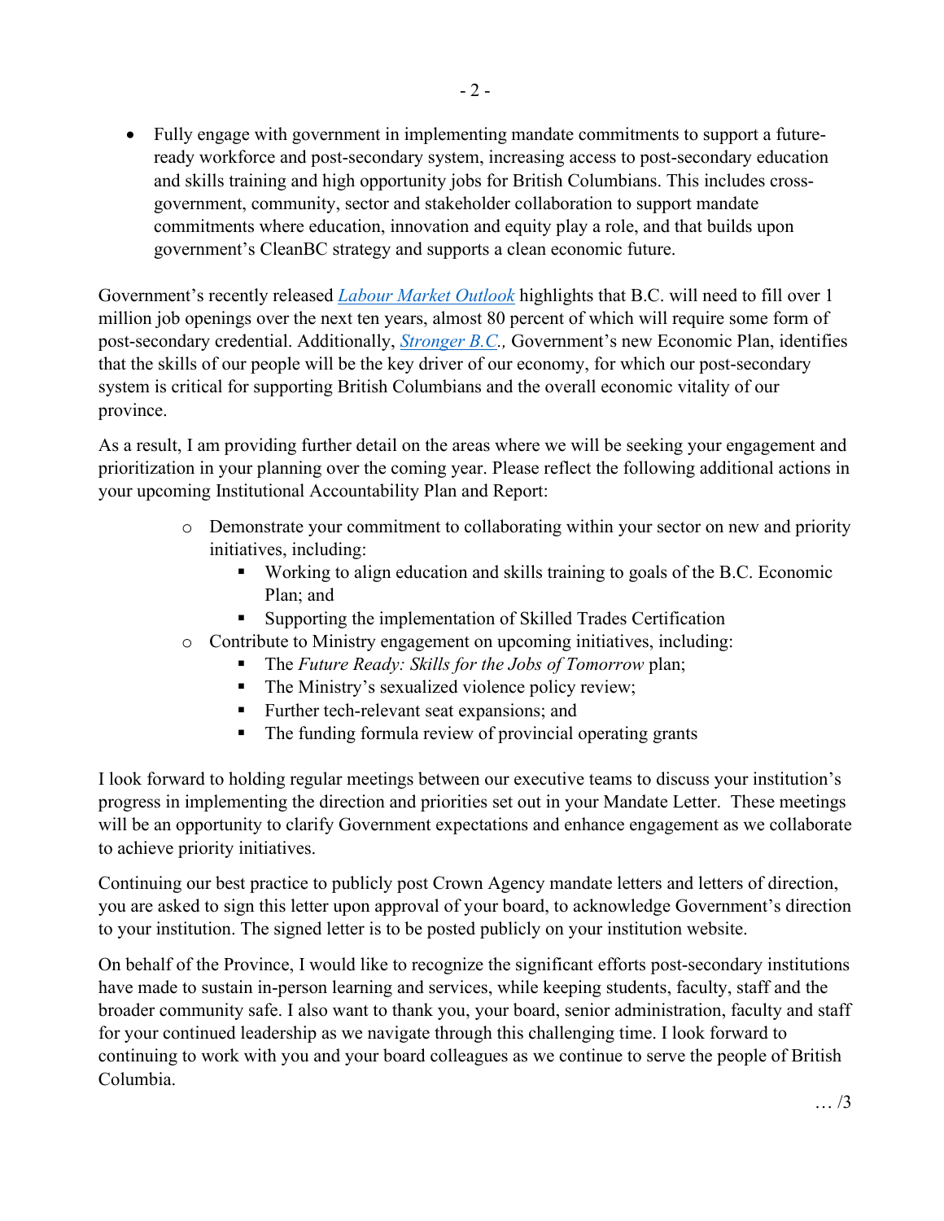- Fully engage with government in implementing mandate commitments to support a future-ready workforce and post-secondary system, increasing access to post-secondary education and skills training and high opportunity jobs for British Columbians. This includes cross-government, community, sector and stakeholder collaboration to support mandate commitments where education, innovation and equity play a role, and that builds upon government's CleanBC strategy and supports a clean economic future.

Government's recently released *Labour Market Outlook* highlights that B.C. will need to fill over 1 million job openings over the next ten years, almost 80 percent of which will require some form of post-secondary credential. Additionally, *Stronger B.C.*, Government's new Economic Plan, identifies that the skills of our people will be the key driver of our economy, for which our post-secondary system is critical for supporting British Columbians and the overall economic vitality of our province.

As a result, I am providing further detail on the areas where we will be seeking your engagement and prioritization in your planning over the coming year. Please reflect the following additional actions in your upcoming Institutional Accountability Plan and Report:

- Demonstrate your commitment to collaborating within your sector on new and priority initiatives, including:
  - Working to align education and skills training to goals of the B.C. Economic Plan; and
  - Supporting the implementation of Skilled Trades Certification
- Contribute to Ministry engagement on upcoming initiatives, including:
  - The *Future Ready: Skills for the Jobs of Tomorrow* plan;
  - The Ministry's sexualized violence policy review;
  - Further tech-relevant seat expansions; and
  - The funding formula review of provincial operating grants

I look forward to holding regular meetings between our executive teams to discuss your institution's progress in implementing the direction and priorities set out in your Mandate Letter. These meetings will be an opportunity to clarify Government expectations and enhance engagement as we collaborate to achieve priority initiatives.

Continuing our best practice to publicly post Crown Agency mandate letters and letters of direction, you are asked to sign this letter upon approval of your board, to acknowledge Government's direction to your institution. The signed letter is to be posted publicly on your institution website.

On behalf of the Province, I would like to recognize the significant efforts post-secondary institutions have made to sustain in-person learning and services, while keeping students, faculty, staff and the broader community safe. I also want to thank you, your board, senior administration, faculty and staff for your continued leadership as we navigate through this challenging time. I look forward to continuing to work with you and your board colleagues as we continue to serve the people of British Columbia.

… /3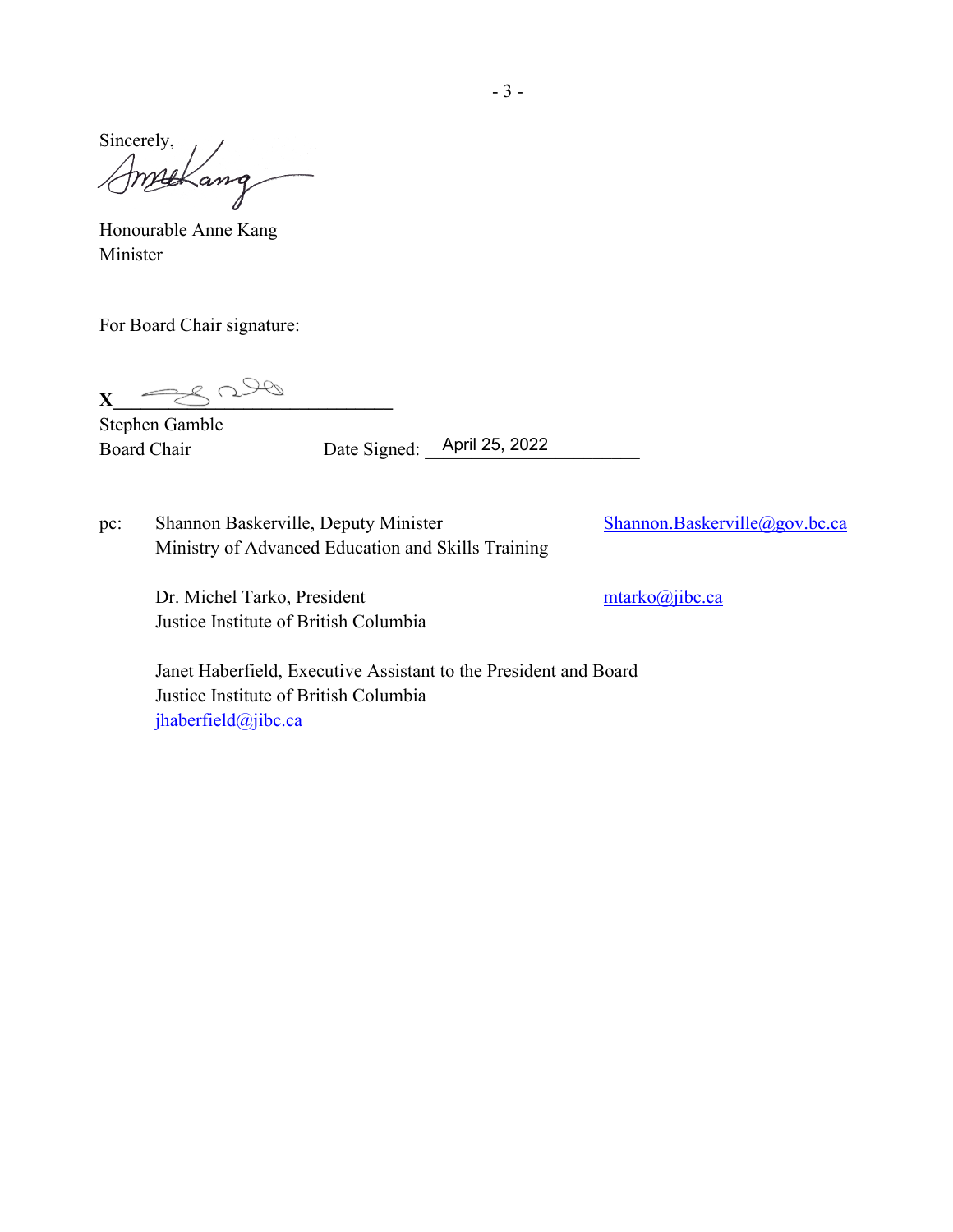Sincerely,

Honourable Anne Kang
Minister

For Board Chair signature:

**X**______________________________

Stephen Gamble
Board Chair

Date Signed: April 25, 2022

pc: Shannon Baskerville, Deputy Minister
Ministry of Advanced Education and Skills Training
Shannon.Baskerville@gov.bc.ca

Dr. Michel Tarko, President
Justice Institute of British Columbia
mtarko@jibc.ca

Janet Haberfield, Executive Assistant to the President and Board
Justice Institute of British Columbia
jhaberfield@jibc.ca